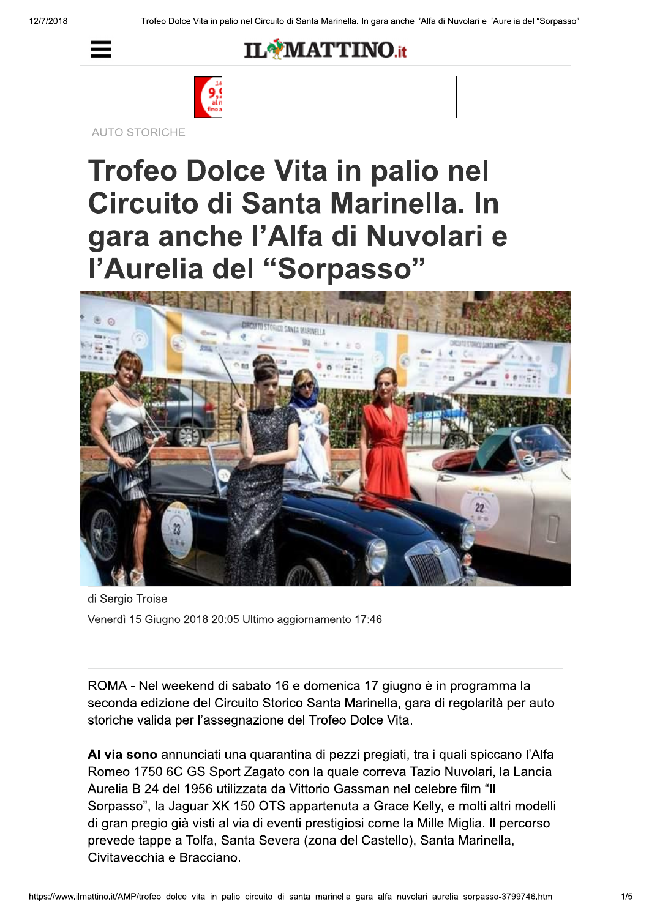AUTO STORICHE

# Trofeo Dolce Vita in palio nel Circuito di Santa Marinella. In gara anche l’Alfa di Nuvolari e l’Aurelia del “Sorpasso”

di Sergio Troise

Venerdì 15 Giugno 2018 20:05 Ultimo aggiornamento 17:46

ROMA - Nel weekend di sabato 16 e domenica 17 giugno è in programma la seconda edizione del Circuito Storico Santa Marinella, gara di regolarità per auto storiche valida per l’assegnazione del Trofeo Dolce Vita.

**Al via sono** annunciati una quarantina di pezzi pregiati, tra i quali spiccano l’Alfa Romeo 1750 6C GS Sport Zagato con la quale correva Tazio Nuvolari, la Lancia Aurelia B 24 del 1956 utilizzata da Vittorio Gassman nel celebre film “Il Sorpasso”, la Jaguar XK 150 OTS appartenuta a Grace Kelly, e molti altri modelli di gran pregio già visti al via di eventi prestigiosi come la Mille Miglia. Il percorso prevede tappe a Tolfa, Santa Severa (zona del Castello), Santa Marinella, Civitavecchia e Bracciano.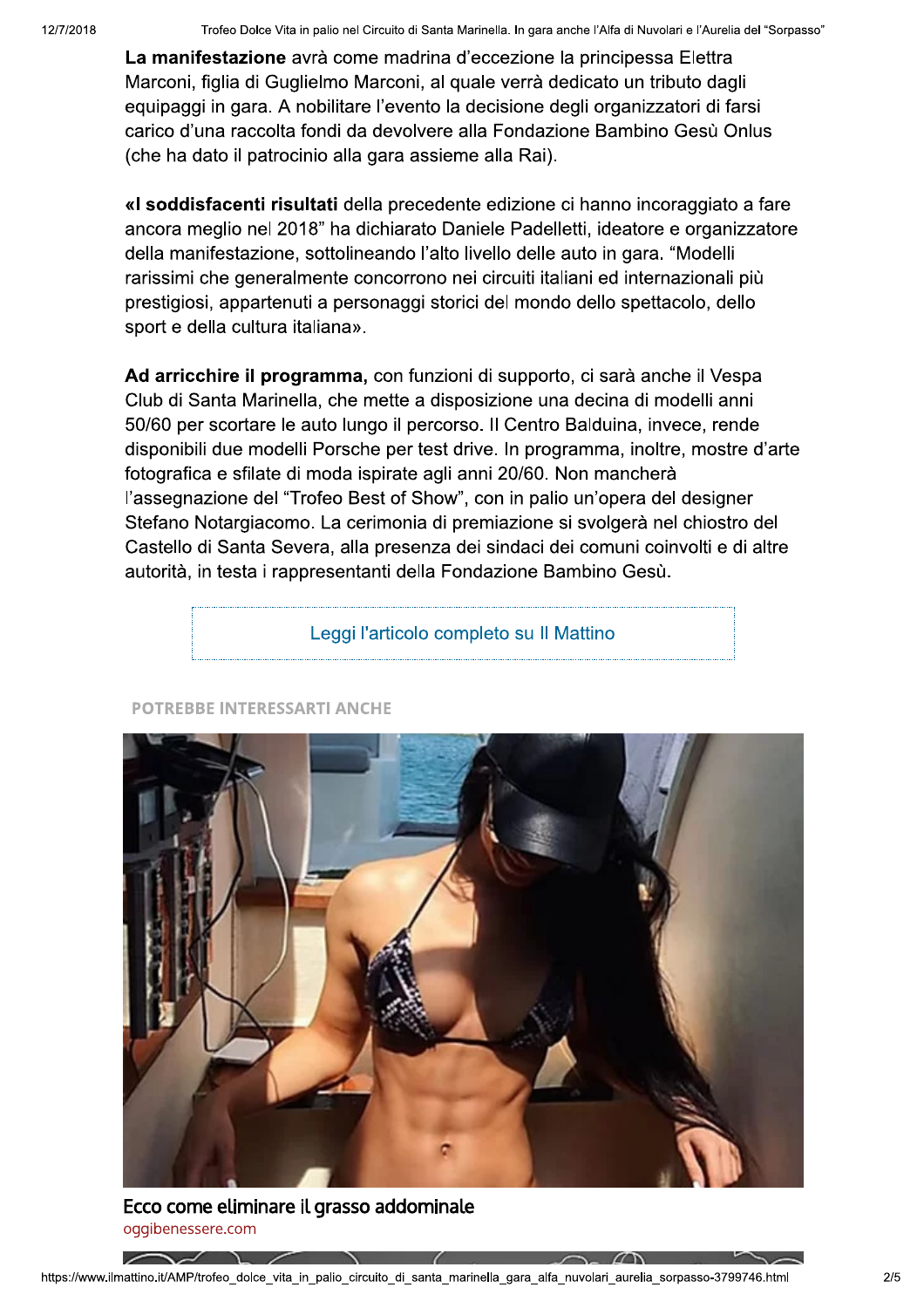**La manifestazione** avrà come madrina d'eccezione la principessa Elettra Marconi, figlia di Guglielmo Marconi, al quale verrà dedicato un tributo dagli equipaggi in gara. A nobilitare l'evento la decisione degli organizzatori di farsi carico d'una raccolta fondi da devolvere alla Fondazione Bambino Gesù Onlus (che ha dato il patrocinio alla gara assieme alla Rai).

**«I soddisfacenti risultati** della precedente edizione ci hanno incoraggiato a fare ancora meglio nel 2018" ha dichiarato Daniele Padelletti, ideatore e organizzatore della manifestazione, sottolineando l'alto livello delle auto in gara. "Modelli rarissimi che generalmente concorrono nei circuiti italiani ed internazionali più prestigiosi, appartenuti a personaggi storici del mondo dello spettacolo, dello sport e della cultura italiana».

**Ad arricchire il programma,** con funzioni di supporto, ci sarà anche il Vespa Club di Santa Marinella, che mette a disposizione una decina di modelli anni 50/60 per scortare le auto lungo il percorso. Il Centro Balduina, invece, rende disponibili due modelli Porsche per test drive. In programma, inoltre, mostre d'arte fotografica e sfilate di moda ispirate agli anni 20/60. Non mancherà l'assegnazione del "Trofeo Best of Show", con in palio un'opera del designer Stefano Notargiacomo. La cerimonia di premiazione si svolgerà nel chiostro del Castello di Santa Severa, alla presenza dei sindaci dei comuni coinvolti e di altre autorità, in testa i rappresentanti della Fondazione Bambino Gesù.

Leggi l'articolo completo su Il Mattino

POTREBBE INTERESSARTI ANCHE

Ecco come eliminare il grasso addominale
oggibenessere.com